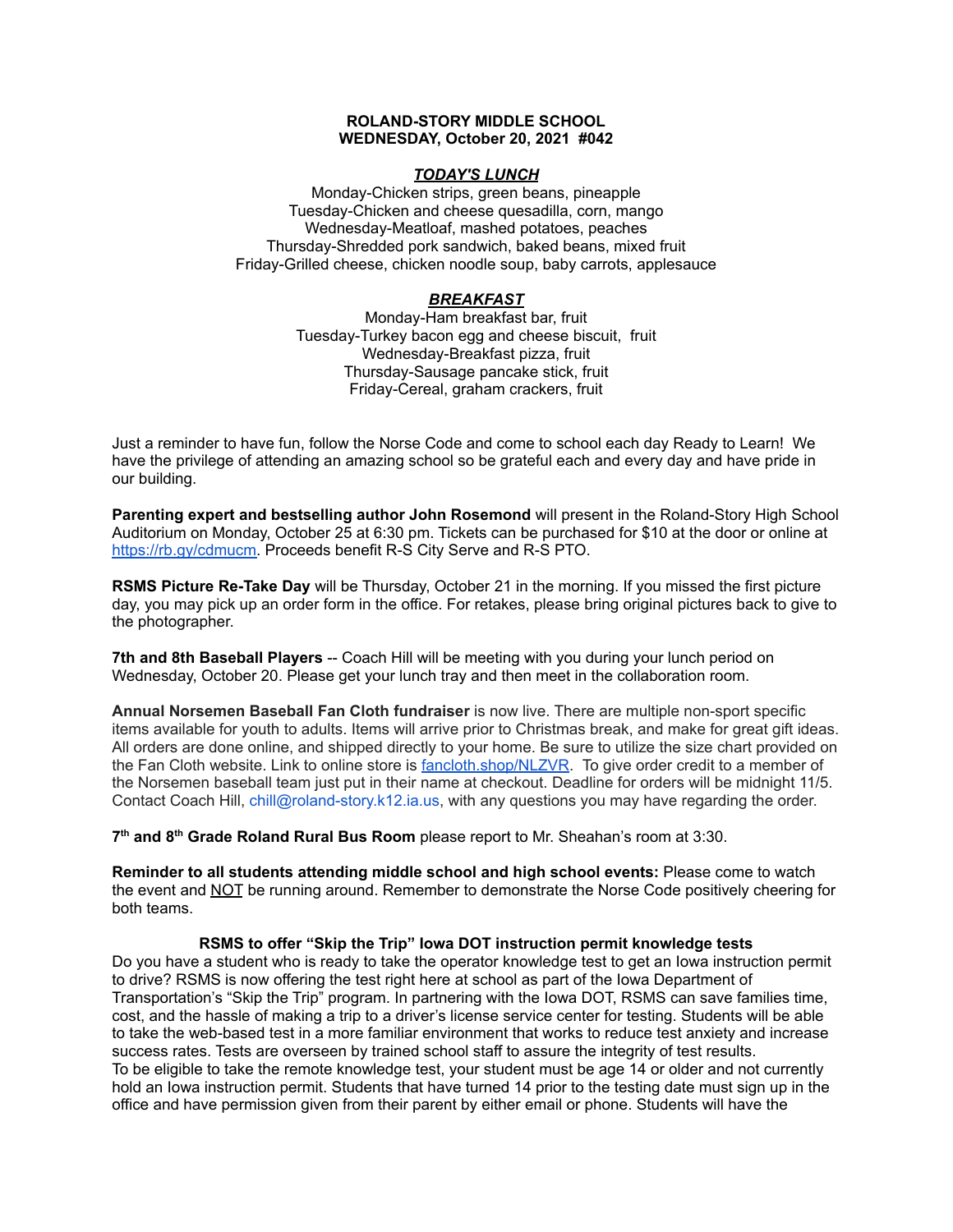**ROLAND-STORY MIDDLE SCHOOL**
**WEDNESDAY, October 20, 2021 #042**

***TODAY'S LUNCH***

Monday-Chicken strips, green beans, pineapple
Tuesday-Chicken and cheese quesadilla, corn, mango
Wednesday-Meatloaf, mashed potatoes, peaches
Thursday-Shredded pork sandwich, baked beans, mixed fruit
Friday-Grilled cheese, chicken noodle soup, baby carrots, applesauce

***BREAKFAST***

Monday-Ham breakfast bar, fruit
Tuesday-Turkey bacon egg and cheese biscuit, fruit
Wednesday-Breakfast pizza, fruit
Thursday-Sausage pancake stick, fruit
Friday-Cereal, graham crackers, fruit

Just a reminder to have fun, follow the Norse Code and come to school each day Ready to Learn! We have the privilege of attending an amazing school so be grateful each and every day and have pride in our building.

**Parenting expert and bestselling author John Rosemond** will present in the Roland-Story High School Auditorium on Monday, October 25 at 6:30 pm. Tickets can be purchased for $10 at the door or online at https://rb.gy/cdmucm. Proceeds benefit R-S City Serve and R-S PTO.

**RSMS Picture Re-Take Day** will be Thursday, October 21 in the morning. If you missed the first picture day, you may pick up an order form in the office. For retakes, please bring original pictures back to give to the photographer.

**7th and 8th Baseball Players** -- Coach Hill will be meeting with you during your lunch period on Wednesday, October 20. Please get your lunch tray and then meet in the collaboration room.

**Annual Norsemen Baseball Fan Cloth fundraiser** is now live. There are multiple non-sport specific items available for youth to adults. Items will arrive prior to Christmas break, and make for great gift ideas. All orders are done online, and shipped directly to your home. Be sure to utilize the size chart provided on the Fan Cloth website. Link to online store is fancloth.shop/NLZVR. To give order credit to a member of the Norsemen baseball team just put in their name at checkout. Deadline for orders will be midnight 11/5. Contact Coach Hill, chill@roland-story.k12.ia.us, with any questions you may have regarding the order.

**7th and 8th Grade Roland Rural Bus Room** please report to Mr. Sheahan's room at 3:30.

**Reminder to all students attending middle school and high school events:** Please come to watch the event and NOT be running around. Remember to demonstrate the Norse Code positively cheering for both teams.

**RSMS to offer "Skip the Trip" Iowa DOT instruction permit knowledge tests**

Do you have a student who is ready to take the operator knowledge test to get an Iowa instruction permit to drive? RSMS is now offering the test right here at school as part of the Iowa Department of Transportation's "Skip the Trip" program. In partnering with the Iowa DOT, RSMS can save families time, cost, and the hassle of making a trip to a driver's license service center for testing. Students will be able to take the web-based test in a more familiar environment that works to reduce test anxiety and increase success rates. Tests are overseen by trained school staff to assure the integrity of test results.
To be eligible to take the remote knowledge test, your student must be age 14 or older and not currently hold an Iowa instruction permit. Students that have turned 14 prior to the testing date must sign up in the office and have permission given from their parent by either email or phone. Students will have the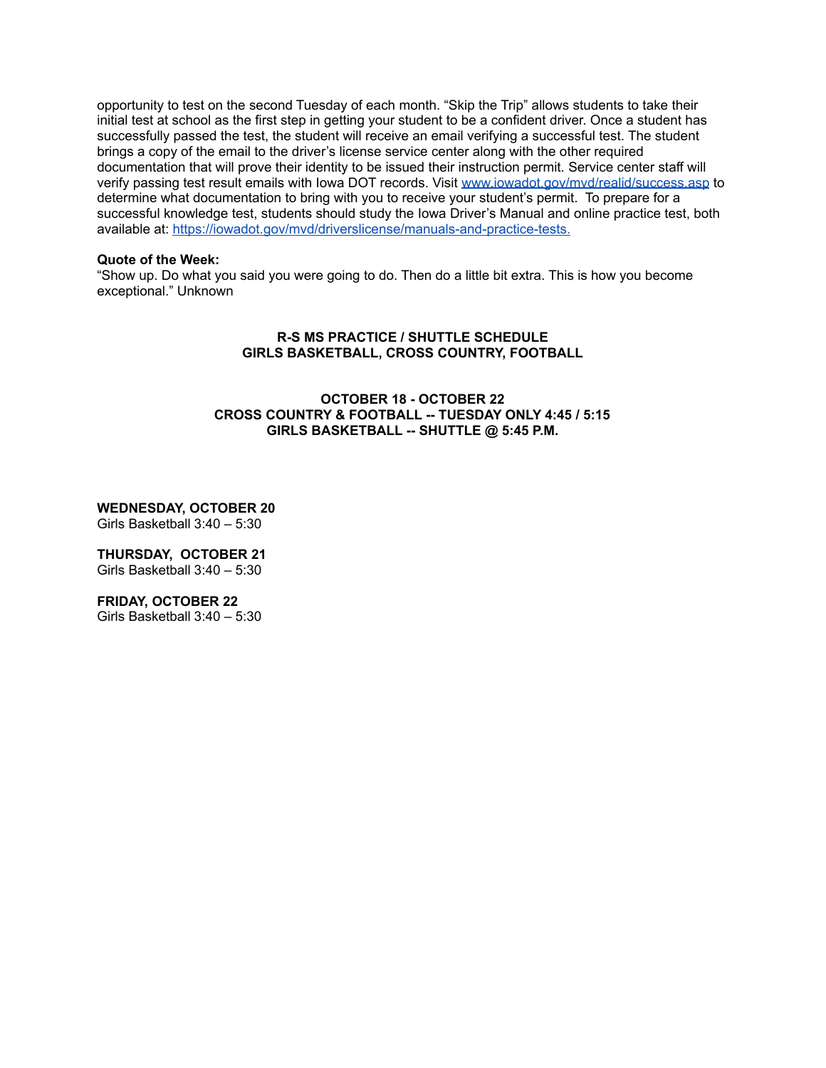opportunity to test on the second Tuesday of each month. "Skip the Trip" allows students to take their initial test at school as the first step in getting your student to be a confident driver. Once a student has successfully passed the test, the student will receive an email verifying a successful test. The student brings a copy of the email to the driver's license service center along with the other required documentation that will prove their identity to be issued their instruction permit. Service center staff will verify passing test result emails with Iowa DOT records. Visit [www.iowadot.gov/mvd/realid/success.asp](http://www.iowadot.gov/mvd/realid/success.asp) to determine what documentation to bring with you to receive your student's permit. To prepare for a successful knowledge test, students should study the Iowa Driver's Manual and online practice test, both available at: [https://iowadot.gov/mvd/driverslicense/manuals-and-practice-tests.](https://iowadot.gov/mvd/driverslicense/manuals-and-practice-tests)

**Quote of the Week:**
"Show up. Do what you said you were going to do. Then do a little bit extra. This is how you become exceptional." Unknown

**R-S MS PRACTICE / SHUTTLE SCHEDULE**
**GIRLS BASKETBALL, CROSS COUNTRY, FOOTBALL**

**OCTOBER 18 - OCTOBER 22**
**CROSS COUNTRY & FOOTBALL -- TUESDAY ONLY 4:45 / 5:15**
**GIRLS BASKETBALL -- SHUTTLE @ 5:45 P.M.**

**WEDNESDAY, OCTOBER 20**
Girls Basketball 3:40 – 5:30

**THURSDAY, OCTOBER 21**
Girls Basketball 3:40 – 5:30

**FRIDAY, OCTOBER 22**
Girls Basketball 3:40 – 5:30